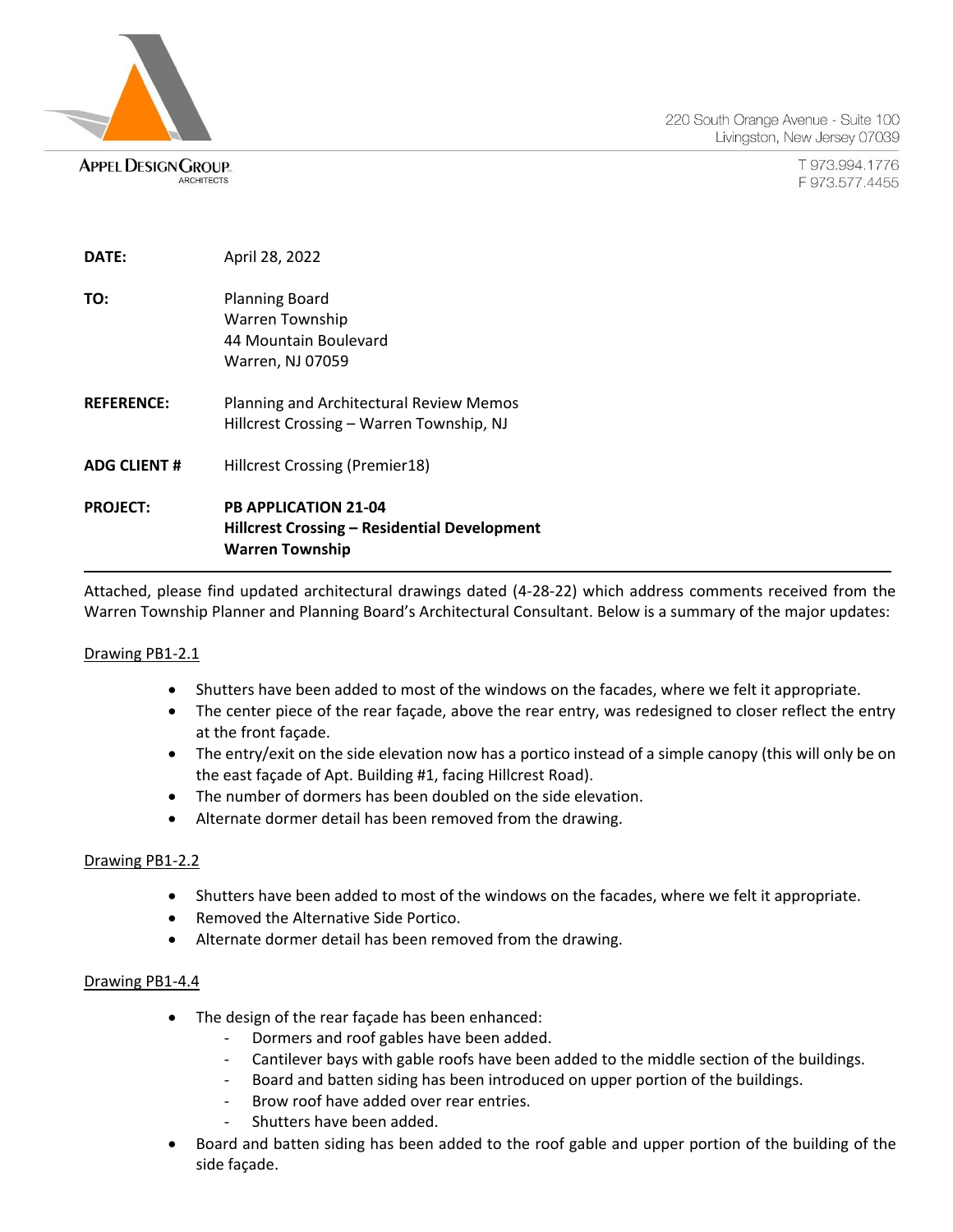APPEL DESIGN GROUP
ARCHITECTS

220 South Orange Avenue - Suite 100
Livingston, New Jersey 07039

T 973.994.1776
F 973.577.4455

**DATE:** April 28, 2022

**TO:** Planning Board
Warren Township
44 Mountain Boulevard
Warren, NJ 07059

**REFERENCE:** Planning and Architectural Review Memos
Hillcrest Crossing – Warren Township, NJ

**ADG CLIENT #** Hillcrest Crossing (Premier18)

**PROJECT:** **PB APPLICATION 21-04**
**Hillcrest Crossing – Residential Development**
**Warren Township**

---

Attached, please find updated architectural drawings dated (4-28-22) which address comments received from the Warren Township Planner and Planning Board's Architectural Consultant. Below is a summary of the major updates:

<u>Drawing PB1-2.1</u>

- Shutters have been added to most of the windows on the facades, where we felt it appropriate.
- The center piece of the rear façade, above the rear entry, was redesigned to closer reflect the entry at the front façade.
- The entry/exit on the side elevation now has a portico instead of a simple canopy (this will only be on the east façade of Apt. Building #1, facing Hillcrest Road).
- The number of dormers has been doubled on the side elevation.
- Alternate dormer detail has been removed from the drawing.

<u>Drawing PB1-2.2</u>

- Shutters have been added to most of the windows on the facades, where we felt it appropriate.
- Removed the Alternative Side Portico.
- Alternate dormer detail has been removed from the drawing.

<u>Drawing PB1-4.4</u>

- The design of the rear façade has been enhanced:
  - Dormers and roof gables have been added.
  - Cantilever bays with gable roofs have been added to the middle section of the buildings.
  - Board and batten siding has been introduced on upper portion of the buildings.
  - Brow roof have added over rear entries.
  - Shutters have been added.
- Board and batten siding has been added to the roof gable and upper portion of the building of the side façade.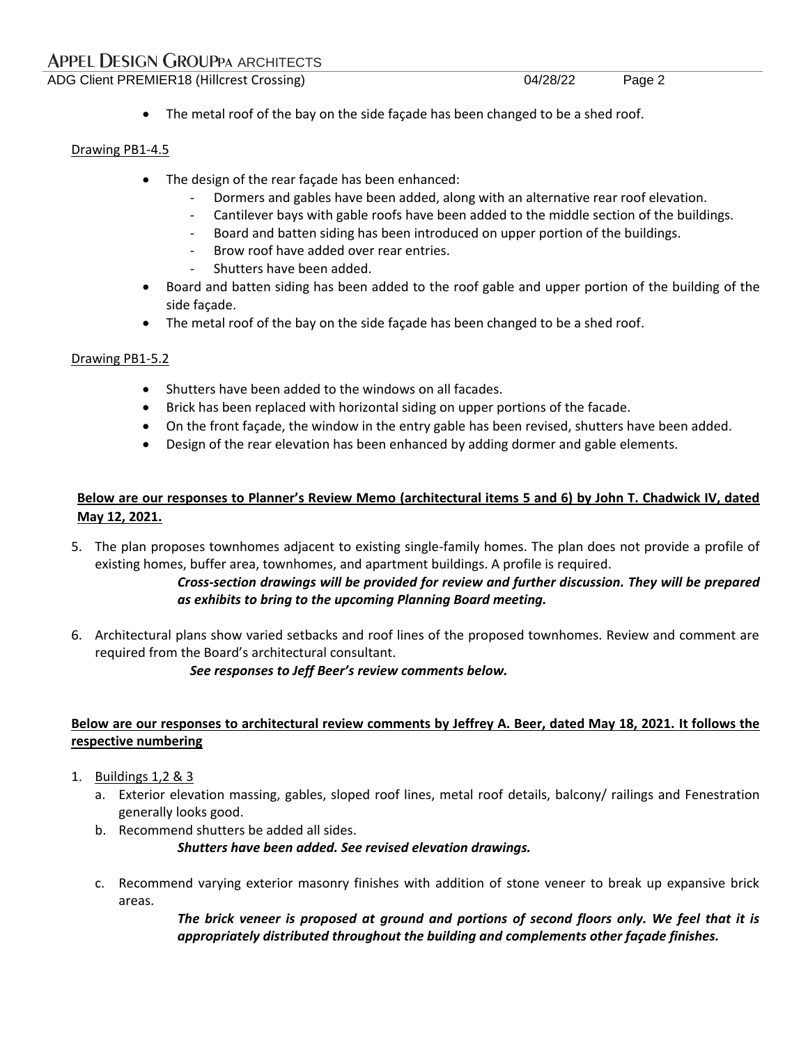- The metal roof of the bay on the side façade has been changed to be a shed roof.

Drawing PB1-4.5

- The design of the rear façade has been enhanced:
  - Dormers and gables have been added, along with an alternative rear roof elevation.
  - Cantilever bays with gable roofs have been added to the middle section of the buildings.
  - Board and batten siding has been introduced on upper portion of the buildings.
  - Brow roof have added over rear entries.
  - Shutters have been added.
- Board and batten siding has been added to the roof gable and upper portion of the building of the side façade.
- The metal roof of the bay on the side façade has been changed to be a shed roof.

Drawing PB1-5.2

- Shutters have been added to the windows on all facades.
- Brick has been replaced with horizontal siding on upper portions of the facade.
- On the front façade, the window in the entry gable has been revised, shutters have been added.
- Design of the rear elevation has been enhanced by adding dormer and gable elements.

**Below are our responses to Planner's Review Memo (architectural items 5 and 6) by John T. Chadwick IV, dated May 12, 2021.**

5. The plan proposes townhomes adjacent to existing single-family homes. The plan does not provide a profile of existing homes, buffer area, townhomes, and apartment buildings. A profile is required.

   ***Cross-section drawings will be provided for review and further discussion. They will be prepared as exhibits to bring to the upcoming Planning Board meeting.***

6. Architectural plans show varied setbacks and roof lines of the proposed townhomes. Review and comment are required from the Board's architectural consultant.

   ***See responses to Jeff Beer's review comments below.***

**Below are our responses to architectural review comments by Jeffrey A. Beer, dated May 18, 2021. It follows the respective numbering**

1. Buildings 1,2 & 3
   a. Exterior elevation massing, gables, sloped roof lines, metal roof details, balcony/ railings and Fenestration generally looks good.
   b. Recommend shutters be added all sides.

      ***Shutters have been added. See revised elevation drawings.***

   c. Recommend varying exterior masonry finishes with addition of stone veneer to break up expansive brick areas.

      ***The brick veneer is proposed at ground and portions of second floors only. We feel that it is appropriately distributed throughout the building and complements other façade finishes.***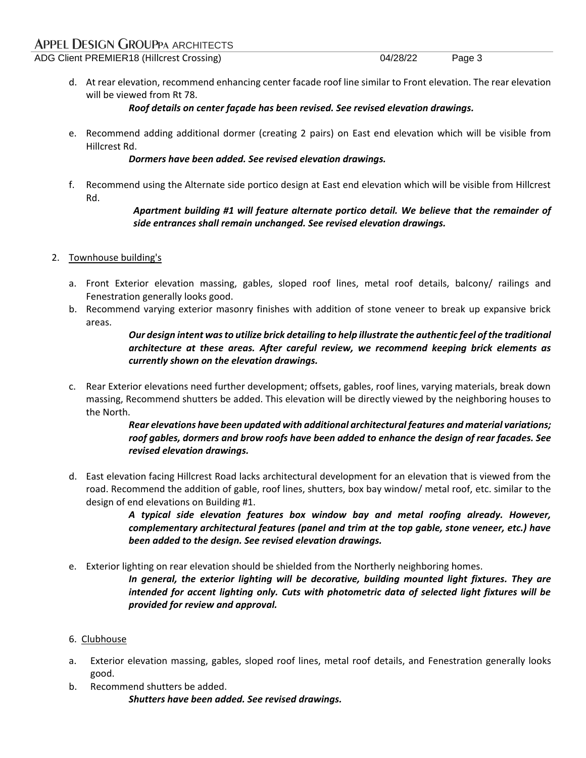d. At rear elevation, recommend enhancing center facade roof line similar to Front elevation. The rear elevation will be viewed from Rt 78.

   ***Roof details on center façade has been revised. See revised elevation drawings.***

e. Recommend adding additional dormer (creating 2 pairs) on East end elevation which will be visible from Hillcrest Rd.

   ***Dormers have been added. See revised elevation drawings.***

f. Recommend using the Alternate side portico design at East end elevation which will be visible from Hillcrest Rd.

   ***Apartment building #1 will feature alternate portico detail. We believe that the remainder of side entrances shall remain unchanged. See revised elevation drawings.***

2. Townhouse building's

   a. Front Exterior elevation massing, gables, sloped roof lines, metal roof details, balcony/ railings and Fenestration generally looks good.

   b. Recommend varying exterior masonry finishes with addition of stone veneer to break up expansive brick areas.

      ***Our design intent was to utilize brick detailing to help illustrate the authentic feel of the traditional architecture at these areas. After careful review, we recommend keeping brick elements as currently shown on the elevation drawings.***

   c. Rear Exterior elevations need further development; offsets, gables, roof lines, varying materials, break down massing, Recommend shutters be added. This elevation will be directly viewed by the neighboring houses to the North.

      ***Rear elevations have been updated with additional architectural features and material variations; roof gables, dormers and brow roofs have been added to enhance the design of rear facades. See revised elevation drawings.***

   d. East elevation facing Hillcrest Road lacks architectural development for an elevation that is viewed from the road. Recommend the addition of gable, roof lines, shutters, box bay window/ metal roof, etc. similar to the design of end elevations on Building #1.

      ***A typical side elevation features box window bay and metal roofing already. However, complementary architectural features (panel and trim at the top gable, stone veneer, etc.) have been added to the design. See revised elevation drawings.***

   e. Exterior lighting on rear elevation should be shielded from the Northerly neighboring homes.

      ***In general, the exterior lighting will be decorative, building mounted light fixtures. They are intended for accent lighting only. Cuts with photometric data of selected light fixtures will be provided for review and approval.***

6. Clubhouse

   a. Exterior elevation massing, gables, sloped roof lines, metal roof details, and Fenestration generally looks good.

   b. Recommend shutters be added.

      ***Shutters have been added. See revised drawings.***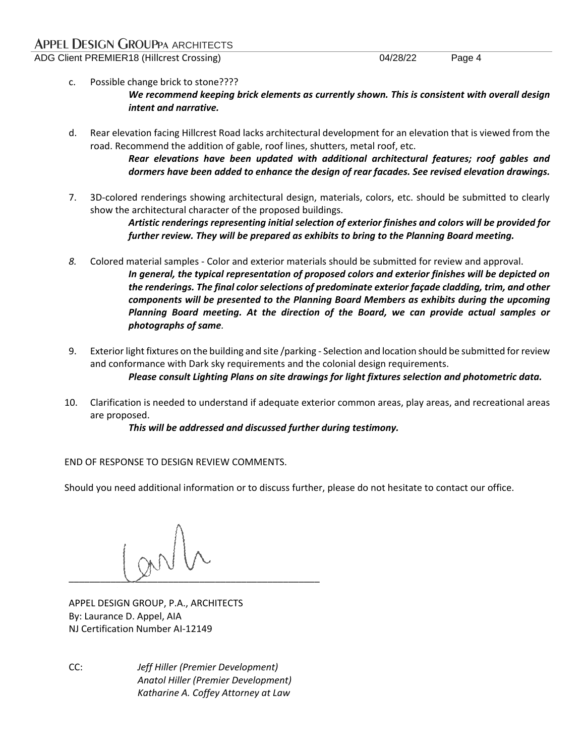c. Possible change brick to stone????

   ***We recommend keeping brick elements as currently shown. This is consistent with overall design intent and narrative.***

d. Rear elevation facing Hillcrest Road lacks architectural development for an elevation that is viewed from the road. Recommend the addition of gable, roof lines, shutters, metal roof, etc.

   ***Rear elevations have been updated with additional architectural features; roof gables and dormers have been added to enhance the design of rear facades. See revised elevation drawings.***

7. 3D-colored renderings showing architectural design, materials, colors, etc. should be submitted to clearly show the architectural character of the proposed buildings.

   ***Artistic renderings representing initial selection of exterior finishes and colors will be provided for further review. They will be prepared as exhibits to bring to the Planning Board meeting.***

*8.* Colored material samples - Color and exterior materials should be submitted for review and approval.

   ***In general, the typical representation of proposed colors and exterior finishes will be depicted on the renderings. The final color selections of predominate exterior façade cladding, trim, and other components will be presented to the Planning Board Members as exhibits during the upcoming Planning Board meeting. At the direction of the Board, we can provide actual samples or photographs of same*.**

9. Exterior light fixtures on the building and site /parking - Selection and location should be submitted for review and conformance with Dark sky requirements and the colonial design requirements.

   ***Please consult Lighting Plans on site drawings for light fixtures selection and photometric data.***

10. Clarification is needed to understand if adequate exterior common areas, play areas, and recreational areas are proposed.

    ***This will be addressed and discussed further during testimony.***

END OF RESPONSE TO DESIGN REVIEW COMMENTS.

Should you need additional information or to discuss further, please do not hesitate to contact our office.

_______________________________________________

APPEL DESIGN GROUP, P.A., ARCHITECTS
By: Laurance D. Appel, AIA
NJ Certification Number AI-12149

CC: *Jeff Hiller (Premier Development)*
*Anatol Hiller (Premier Development)*
*Katharine A. Coffey Attorney at Law*